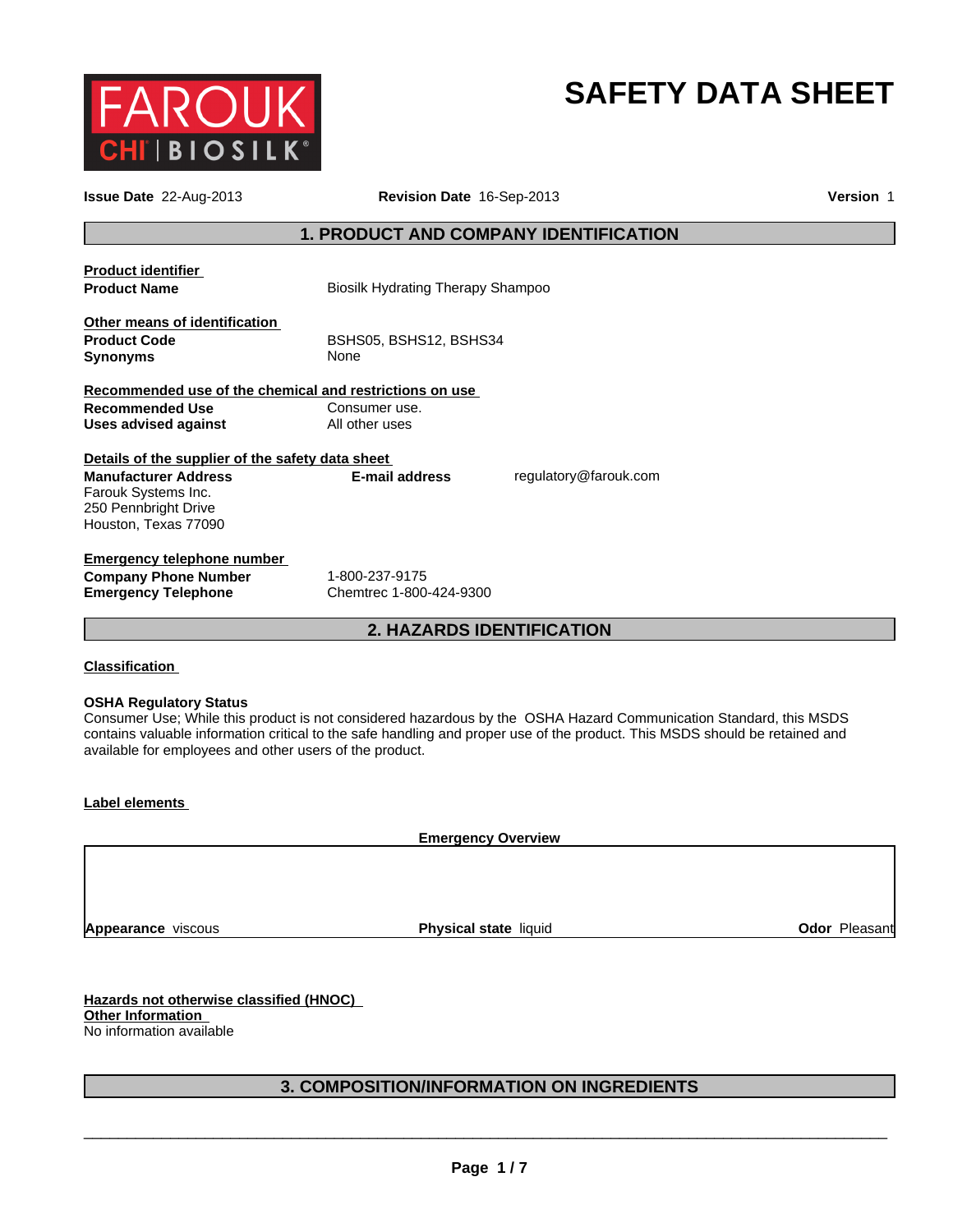FAROUK CHI | BIOSILK

# SAFETY DATA SHEET

**Issue Date** 22-Aug-2013 **Revision Date** 16-Sep-2013 **Version** 1

## 1. PRODUCT AND COMPANY IDENTIFICATION

**Product identifier**

**Product Name** Biosilk Hydrating Therapy Shampoo

**Other means of identification**

**Product Code** BSHS05, BSHS12, BSHS34

**Synonyms** None

**Recommended use of the chemical and restrictions on use**

**Recommended Use** Consumer use.

**Uses advised against** All other uses

**Details of the supplier of the safety data sheet**

**Manufacturer Address**
Farouk Systems Inc.
250 Pennbright Drive
Houston, Texas 77090

**E-mail address** regulatory@farouk.com

**Emergency telephone number**

**Company Phone Number** 1-800-237-9175

**Emergency Telephone** Chemtrec 1-800-424-9300

## 2. HAZARDS IDENTIFICATION

**Classification**

**OSHA Regulatory Status**

Consumer Use; While this product is not considered hazardous by the OSHA Hazard Communication Standard, this MSDS contains valuable information critical to the safe handling and proper use of the product. This MSDS should be retained and available for employees and other users of the product.

**Label elements**

**Emergency Overview**

| **Appearance** viscous | **Physical state** liquid | **Odor** Pleasant |
|---|---|---|

**Hazards not otherwise classified (HNOC)**

**Other Information**

No information available

## 3. COMPOSITION/INFORMATION ON INGREDIENTS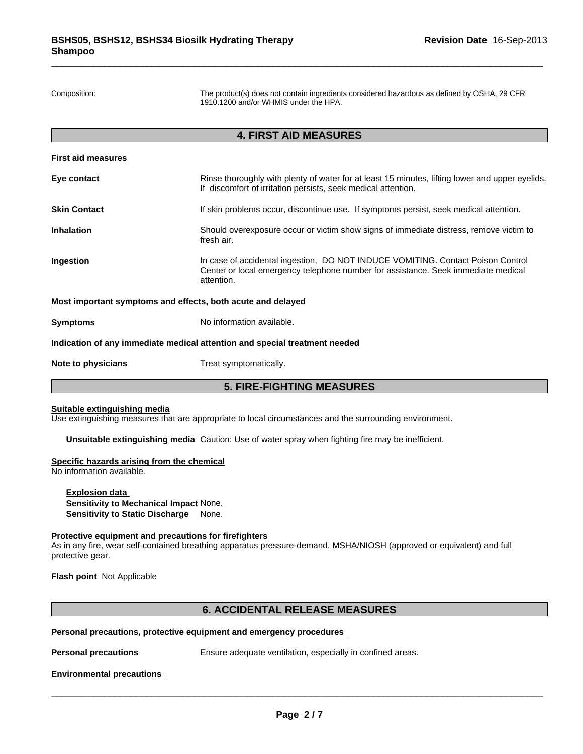| | |
|---|---|
| Composition: | The product(s) does not contain ingredients considered hazardous as defined by OSHA, 29 CFR 1910.1200 and/or WHMIS under the HPA. |

## 4. FIRST AID MEASURES

**First aid measures**

| | |
|---|---|
| **Eye contact** | Rinse thoroughly with plenty of water for at least 15 minutes, lifting lower and upper eyelids. If discomfort of irritation persists, seek medical attention. |
| **Skin Contact** | If skin problems occur, discontinue use. If symptoms persist, seek medical attention. |
| **Inhalation** | Should overexposure occur or victim show signs of immediate distress, remove victim to fresh air. |
| **Ingestion** | In case of accidental ingestion, DO NOT INDUCE VOMITING. Contact Poison Control Center or local emergency telephone number for assistance. Seek immediate medical attention. |

**Most important symptoms and effects, both acute and delayed**

| | |
|---|---|
| **Symptoms** | No information available. |

**Indication of any immediate medical attention and special treatment needed**

| | |
|---|---|
| **Note to physicians** | Treat symptomatically. |

## 5. FIRE-FIGHTING MEASURES

**Suitable extinguishing media**

Use extinguishing measures that are appropriate to local circumstances and the surrounding environment.

**Unsuitable extinguishing media** Caution: Use of water spray when fighting fire may be inefficient.

**Specific hazards arising from the chemical**

No information available.

**Explosion data**

**Sensitivity to Mechanical Impact** None.

**Sensitivity to Static Discharge** None.

**Protective equipment and precautions for firefighters**

As in any fire, wear self-contained breathing apparatus pressure-demand, MSHA/NIOSH (approved or equivalent) and full protective gear.

**Flash point** Not Applicable

## 6. ACCIDENTAL RELEASE MEASURES

**Personal precautions, protective equipment and emergency procedures**

| | |
|---|---|
| **Personal precautions** | Ensure adequate ventilation, especially in confined areas. |

**Environmental precautions**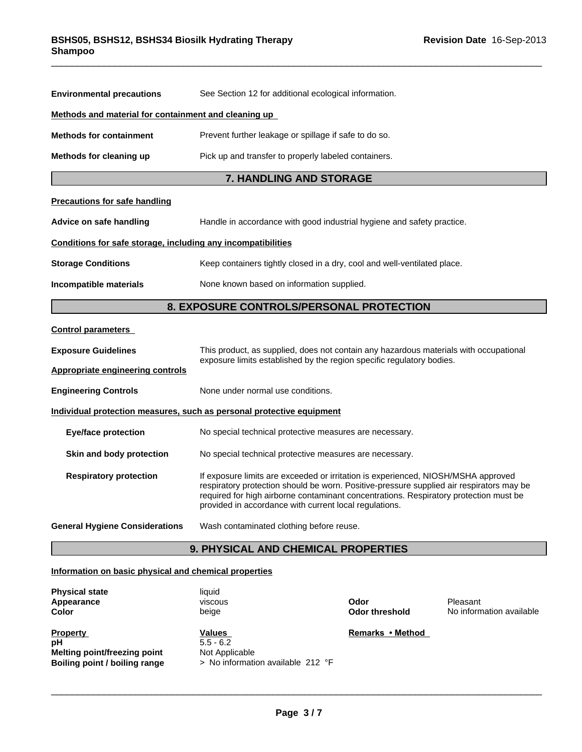**Environmental precautions** See Section 12 for additional ecological information.

**Methods and material for containment and cleaning up**

**Methods for containment** Prevent further leakage or spillage if safe to do so.

**Methods for cleaning up** Pick up and transfer to properly labeled containers.

## 7. HANDLING AND STORAGE

**Precautions for safe handling**

**Advice on safe handling** Handle in accordance with good industrial hygiene and safety practice.

**Conditions for safe storage, including any incompatibilities**

**Storage Conditions** Keep containers tightly closed in a dry, cool and well-ventilated place.

**Incompatible materials** None known based on information supplied.

## 8. EXPOSURE CONTROLS/PERSONAL PROTECTION

**Control parameters**

**Exposure Guidelines** This product, as supplied, does not contain any hazardous materials with occupational exposure limits established by the region specific regulatory bodies.

**Appropriate engineering controls**

**Engineering Controls** None under normal use conditions.

**Individual protection measures, such as personal protective equipment**

**Eye/face protection** No special technical protective measures are necessary.

**Skin and body protection** No special technical protective measures are necessary.

**Respiratory protection** If exposure limits are exceeded or irritation is experienced, NIOSH/MSHA approved respiratory protection should be worn. Positive-pressure supplied air respirators may be required for high airborne contaminant concentrations. Respiratory protection must be provided in accordance with current local regulations.

**General Hygiene Considerations** Wash contaminated clothing before reuse.

## 9. PHYSICAL AND CHEMICAL PROPERTIES

**Information on basic physical and chemical properties**

| | | | |
|---|---|---|---|
| **Physical state** | liquid | | |
| **Appearance** | viscous | **Odor** | Pleasant |
| **Color** | beige | **Odor threshold** | No information available |

| Property | Values | Remarks • Method |
|---|---|---|
| **pH** | 5.5 - 6.2 | |
| **Melting point/freezing point** | Not Applicable | |
| **Boiling point / boiling range** | > No information available 212 °F | |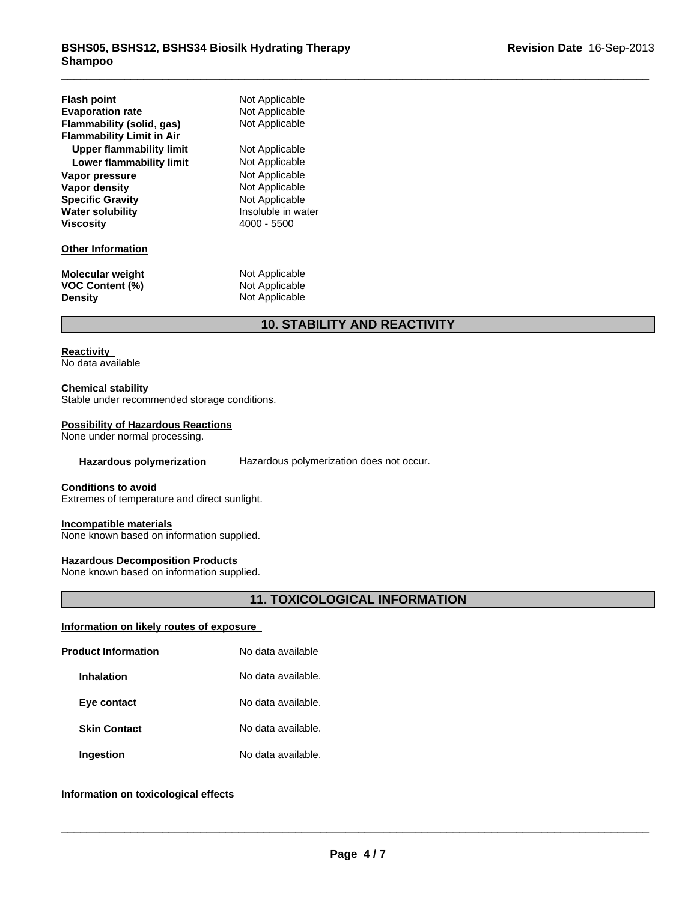| | |
|---|---|
| **Flash point** | Not Applicable |
| **Evaporation rate** | Not Applicable |
| **Flammability (solid, gas)** | Not Applicable |
| **Flammability Limit in Air** | |
| **Upper flammability limit** | Not Applicable |
| **Lower flammability limit** | Not Applicable |
| **Vapor pressure** | Not Applicable |
| **Vapor density** | Not Applicable |
| **Specific Gravity** | Not Applicable |
| **Water solubility** | Insoluble in water |
| **Viscosity** | 4000 - 5500 |

**Other Information**

| | |
|---|---|
| **Molecular weight** | Not Applicable |
| **VOC Content (%)** | Not Applicable |
| **Density** | Not Applicable |

## 10. STABILITY AND REACTIVITY

**Reactivity**
No data available

**Chemical stability**
Stable under recommended storage conditions.

**Possibility of Hazardous Reactions**
None under normal processing.

**Hazardous polymerization** Hazardous polymerization does not occur.

**Conditions to avoid**
Extremes of temperature and direct sunlight.

**Incompatible materials**
None known based on information supplied.

**Hazardous Decomposition Products**
None known based on information supplied.

## 11. TOXICOLOGICAL INFORMATION

**Information on likely routes of exposure**

| | |
|---|---|
| **Product Information** | No data available |
| **Inhalation** | No data available. |
| **Eye contact** | No data available. |
| **Skin Contact** | No data available. |
| **Ingestion** | No data available. |

**Information on toxicological effects**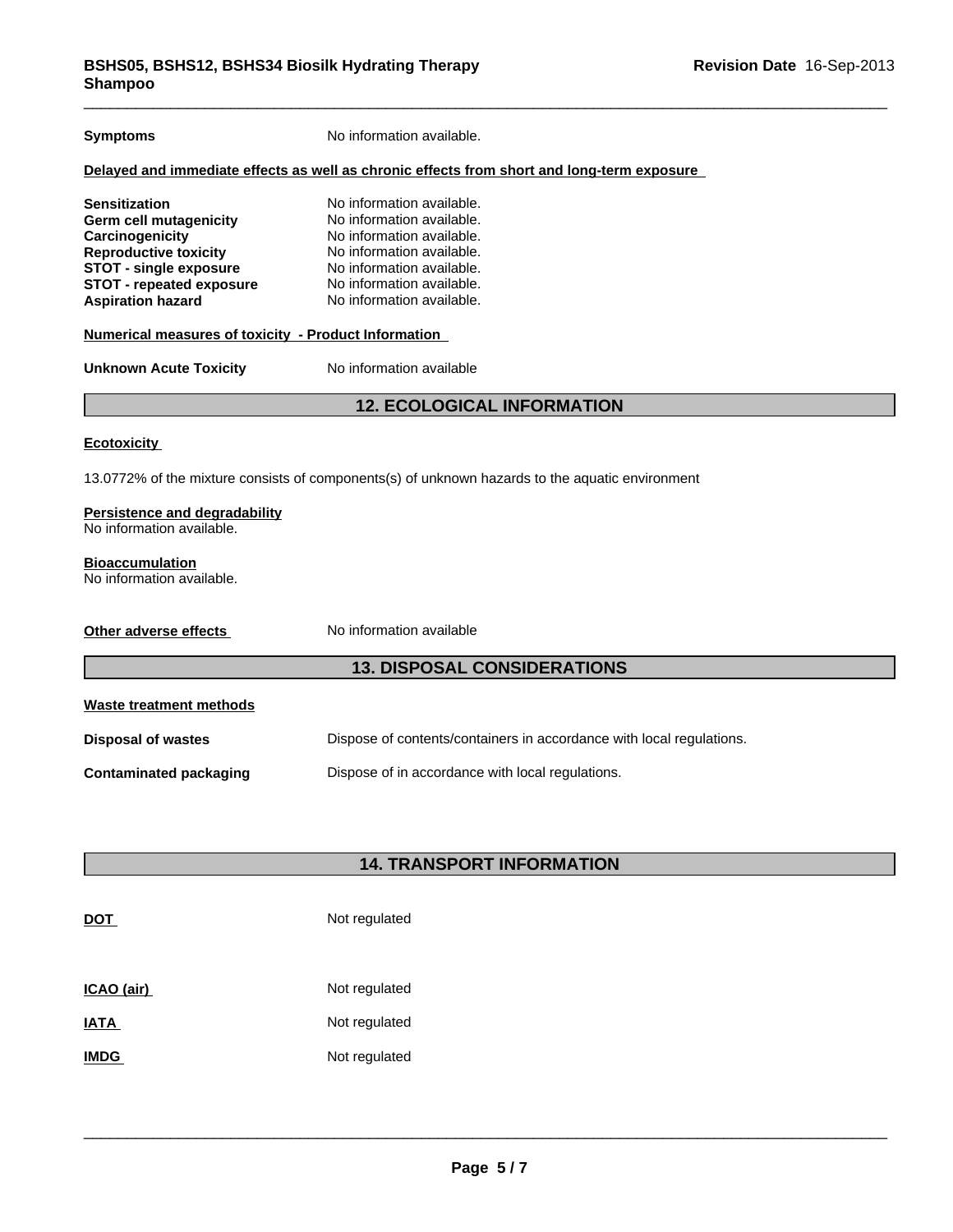**Symptoms** No information available.

**Delayed and immediate effects as well as chronic effects from short and long-term exposure**

| | |
|---|---|
| **Sensitization** | No information available. |
| **Germ cell mutagenicity** | No information available. |
| **Carcinogenicity** | No information available. |
| **Reproductive toxicity** | No information available. |
| **STOT - single exposure** | No information available. |
| **STOT - repeated exposure** | No information available. |
| **Aspiration hazard** | No information available. |

**Numerical measures of toxicity - Product Information**

**Unknown Acute Toxicity** No information available

## 12. ECOLOGICAL INFORMATION

**Ecotoxicity**

13.0772% of the mixture consists of components(s) of unknown hazards to the aquatic environment

**Persistence and degradability**
No information available.

**Bioaccumulation**
No information available.

**Other adverse effects** No information available

## 13. DISPOSAL CONSIDERATIONS

**Waste treatment methods**

| | |
|---|---|
| **Disposal of wastes** | Dispose of contents/containers in accordance with local regulations. |
| **Contaminated packaging** | Dispose of in accordance with local regulations. |

## 14. TRANSPORT INFORMATION

| | |
|---|---|
| **DOT** | Not regulated |
| **ICAO (air)** | Not regulated |
| **IATA** | Not regulated |
| **IMDG** | Not regulated |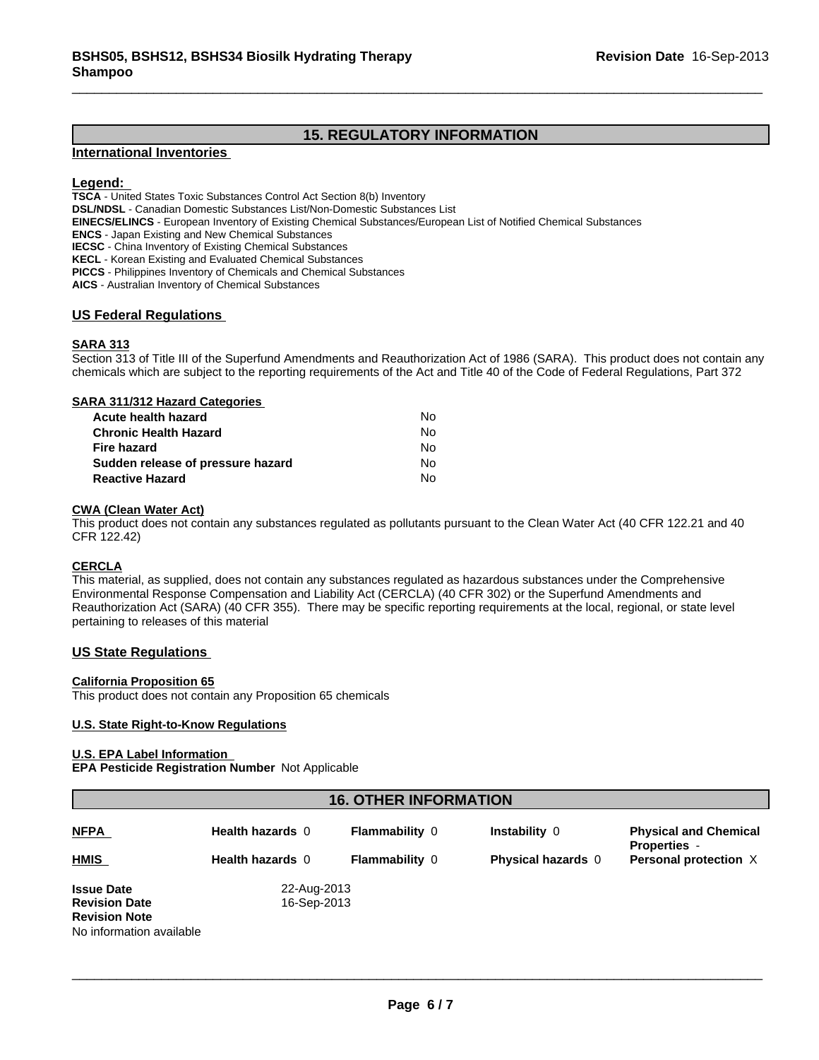## 15. REGULATORY INFORMATION

### International Inventories

**Legend:**

**TSCA** - United States Toxic Substances Control Act Section 8(b) Inventory
**DSL/NDSL** - Canadian Domestic Substances List/Non-Domestic Substances List
**EINECS/ELINCS** - European Inventory of Existing Chemical Substances/European List of Notified Chemical Substances
**ENCS** - Japan Existing and New Chemical Substances
**IECSC** - China Inventory of Existing Chemical Substances
**KECL** - Korean Existing and Evaluated Chemical Substances
**PICCS** - Philippines Inventory of Chemicals and Chemical Substances
**AICS** - Australian Inventory of Chemical Substances

### US Federal Regulations

**SARA 313**

Section 313 of Title III of the Superfund Amendments and Reauthorization Act of 1986 (SARA). This product does not contain any chemicals which are subject to the reporting requirements of the Act and Title 40 of the Code of Federal Regulations, Part 372

**SARA 311/312 Hazard Categories**

| | |
|---|---|
| **Acute health hazard** | No |
| **Chronic Health Hazard** | No |
| **Fire hazard** | No |
| **Sudden release of pressure hazard** | No |
| **Reactive Hazard** | No |

**CWA (Clean Water Act)**

This product does not contain any substances regulated as pollutants pursuant to the Clean Water Act (40 CFR 122.21 and 40 CFR 122.42)

**CERCLA**

This material, as supplied, does not contain any substances regulated as hazardous substances under the Comprehensive Environmental Response Compensation and Liability Act (CERCLA) (40 CFR 302) or the Superfund Amendments and Reauthorization Act (SARA) (40 CFR 355). There may be specific reporting requirements at the local, regional, or state level pertaining to releases of this material

### US State Regulations

**California Proposition 65**

This product does not contain any Proposition 65 chemicals

**U.S. State Right-to-Know Regulations**

**U.S. EPA Label Information**

**EPA Pesticide Registration Number** Not Applicable

## 16. OTHER INFORMATION

| | | | | |
|---|---|---|---|---|
| **NFPA** | **Health hazards** 0 | **Flammability** 0 | **Instability** 0 | **Physical and Chemical Properties** - |
| **HMIS** | **Health hazards** 0 | **Flammability** 0 | **Physical hazards** 0 | **Personal protection** X |

**Issue Date** 22-Aug-2013
**Revision Date** 16-Sep-2013
**Revision Note**
No information available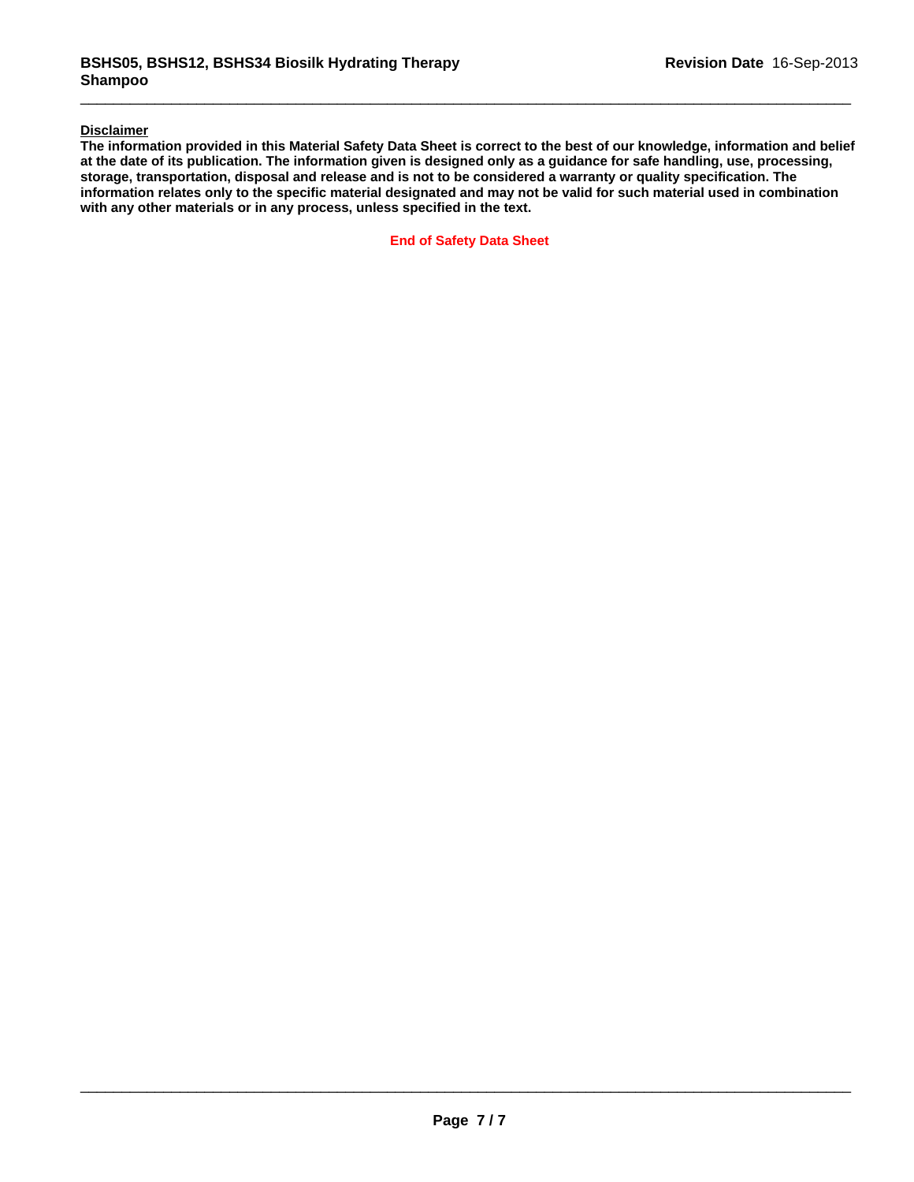**Disclaimer**

**The information provided in this Material Safety Data Sheet is correct to the best of our knowledge, information and belief at the date of its publication. The information given is designed only as a guidance for safe handling, use, processing, storage, transportation, disposal and release and is not to be considered a warranty or quality specification. The information relates only to the specific material designated and may not be valid for such material used in combination with any other materials or in any process, unless specified in the text.**

**End of Safety Data Sheet**